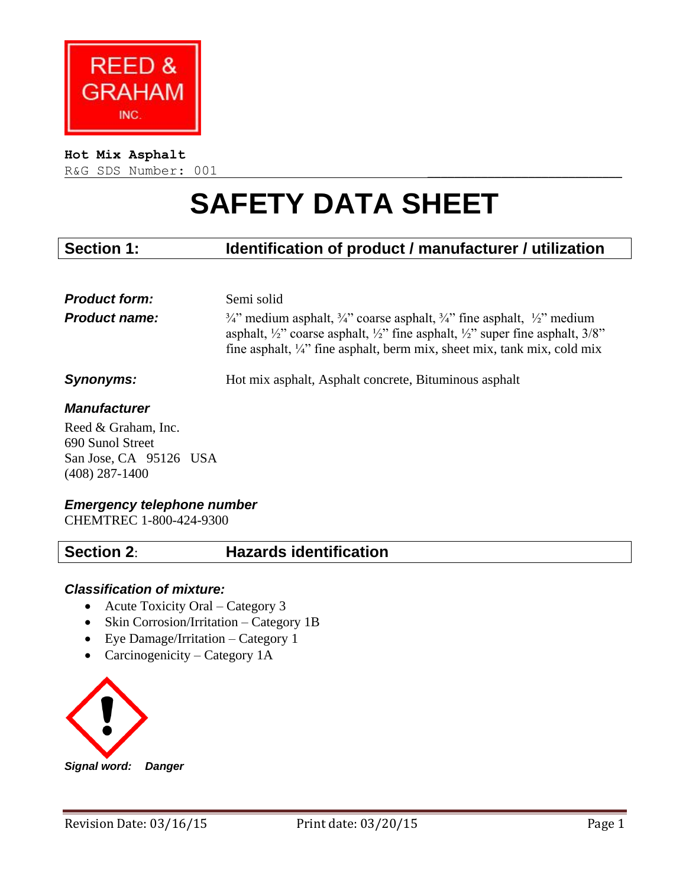REED & GRAHAM INC.

**Hot Mix Asphalt**
R&G SDS Number: 001

# SAFETY DATA SHEET

## Section 1: Identification of product / manufacturer / utilization

***Product form:*** Semi solid

***Product name:*** ¾" medium asphalt, ¾" coarse asphalt, ¾" fine asphalt, ½" medium asphalt, ½" coarse asphalt, ½" fine asphalt, ½" super fine asphalt, 3/8" fine asphalt, ¼" fine asphalt, berm mix, sheet mix, tank mix, cold mix

***Synonyms:*** Hot mix asphalt, Asphalt concrete, Bituminous asphalt

***Manufacturer***

Reed & Graham, Inc.
690 Sunol Street
San Jose, CA 95126 USA
(408) 287-1400

***Emergency telephone number***

CHEMTREC 1-800-424-9300

## Section 2: Hazards identification

***Classification of mixture:***

- Acute Toxicity Oral – Category 3
- Skin Corrosion/Irritation – Category 1B
- Eye Damage/Irritation – Category 1
- Carcinogenicity – Category 1A

***Signal word: Danger***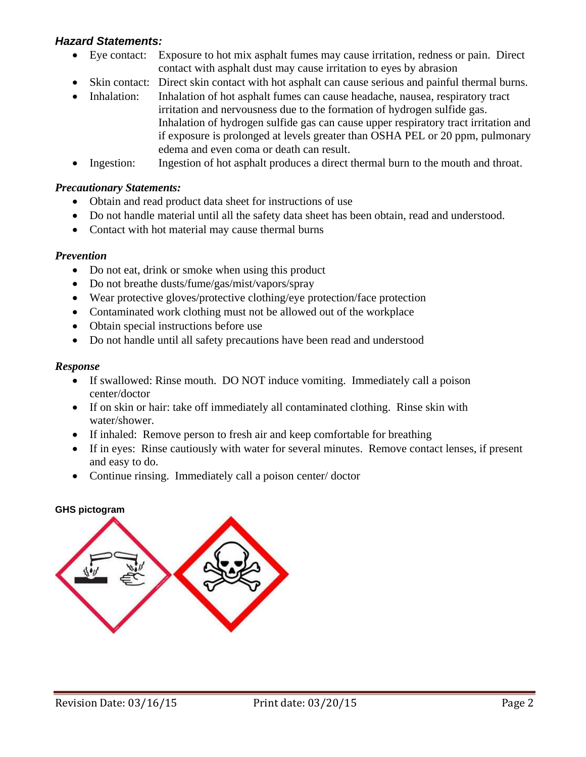### *Hazard Statements:*

- Eye contact: Exposure to hot mix asphalt fumes may cause irritation, redness or pain. Direct contact with asphalt dust may cause irritation to eyes by abrasion
- Skin contact: Direct skin contact with hot asphalt can cause serious and painful thermal burns.
- Inhalation: Inhalation of hot asphalt fumes can cause headache, nausea, respiratory tract irritation and nervousness due to the formation of hydrogen sulfide gas. Inhalation of hydrogen sulfide gas can cause upper respiratory tract irritation and if exposure is prolonged at levels greater than OSHA PEL or 20 ppm, pulmonary edema and even coma or death can result.
- Ingestion: Ingestion of hot asphalt produces a direct thermal burn to the mouth and throat.

### *Precautionary Statements:*

- Obtain and read product data sheet for instructions of use
- Do not handle material until all the safety data sheet has been obtain, read and understood.
- Contact with hot material may cause thermal burns

### *Prevention*

- Do not eat, drink or smoke when using this product
- Do not breathe dusts/fume/gas/mist/vapors/spray
- Wear protective gloves/protective clothing/eye protection/face protection
- Contaminated work clothing must not be allowed out of the workplace
- Obtain special instructions before use
- Do not handle until all safety precautions have been read and understood

### *Response*

- If swallowed: Rinse mouth. DO NOT induce vomiting. Immediately call a poison center/doctor
- If on skin or hair: take off immediately all contaminated clothing. Rinse skin with water/shower.
- If inhaled: Remove person to fresh air and keep comfortable for breathing
- If in eyes: Rinse cautiously with water for several minutes. Remove contact lenses, if present and easy to do.
- Continue rinsing. Immediately call a poison center/ doctor

**GHS pictogram**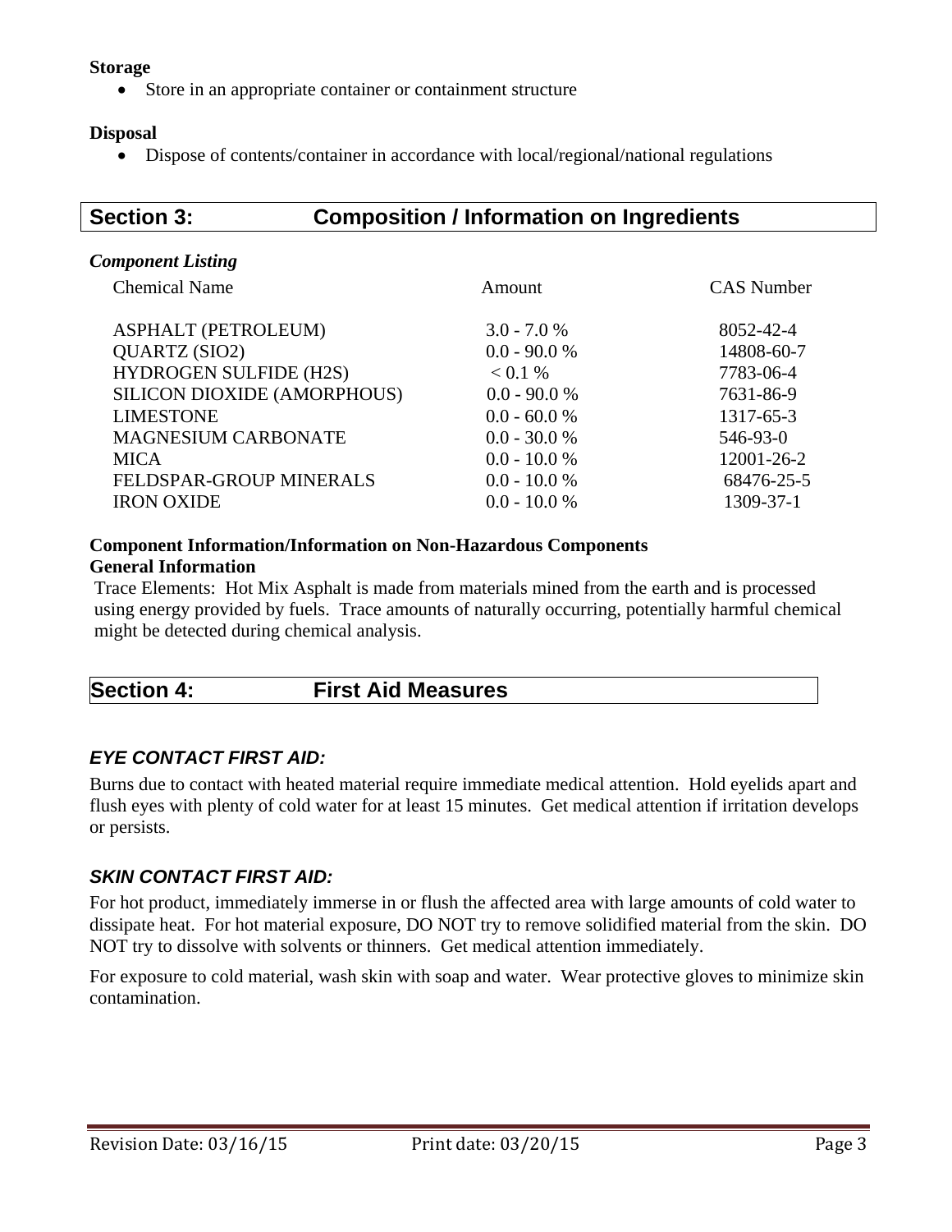**Storage**

- Store in an appropriate container or containment structure

**Disposal**

- Dispose of contents/container in accordance with local/regional/national regulations

## Section 3: Composition / Information on Ingredients

***Component Listing***

| Chemical Name | Amount | CAS Number |
|---|---|---|
| ASPHALT (PETROLEUM) | 3.0 - 7.0 % | 8052-42-4 |
| QUARTZ (SIO2) | 0.0 - 90.0 % | 14808-60-7 |
| HYDROGEN SULFIDE (H2S) | < 0.1 % | 7783-06-4 |
| SILICON DIOXIDE (AMORPHOUS) | 0.0 - 90.0 % | 7631-86-9 |
| LIMESTONE | 0.0 - 60.0 % | 1317-65-3 |
| MAGNESIUM CARBONATE | 0.0 - 30.0 % | 546-93-0 |
| MICA | 0.0 - 10.0 % | 12001-26-2 |
| FELDSPAR-GROUP MINERALS | 0.0 - 10.0 % | 68476-25-5 |
| IRON OXIDE | 0.0 - 10.0 % | 1309-37-1 |

**Component Information/Information on Non-Hazardous Components**
**General Information**

Trace Elements: Hot Mix Asphalt is made from materials mined from the earth and is processed using energy provided by fuels. Trace amounts of naturally occurring, potentially harmful chemical might be detected during chemical analysis.

## Section 4: First Aid Measures

### *EYE CONTACT FIRST AID:*

Burns due to contact with heated material require immediate medical attention. Hold eyelids apart and flush eyes with plenty of cold water for at least 15 minutes. Get medical attention if irritation develops or persists.

### *SKIN CONTACT FIRST AID:*

For hot product, immediately immerse in or flush the affected area with large amounts of cold water to dissipate heat. For hot material exposure, DO NOT try to remove solidified material from the skin. DO NOT try to dissolve with solvents or thinners. Get medical attention immediately.

For exposure to cold material, wash skin with soap and water. Wear protective gloves to minimize skin contamination.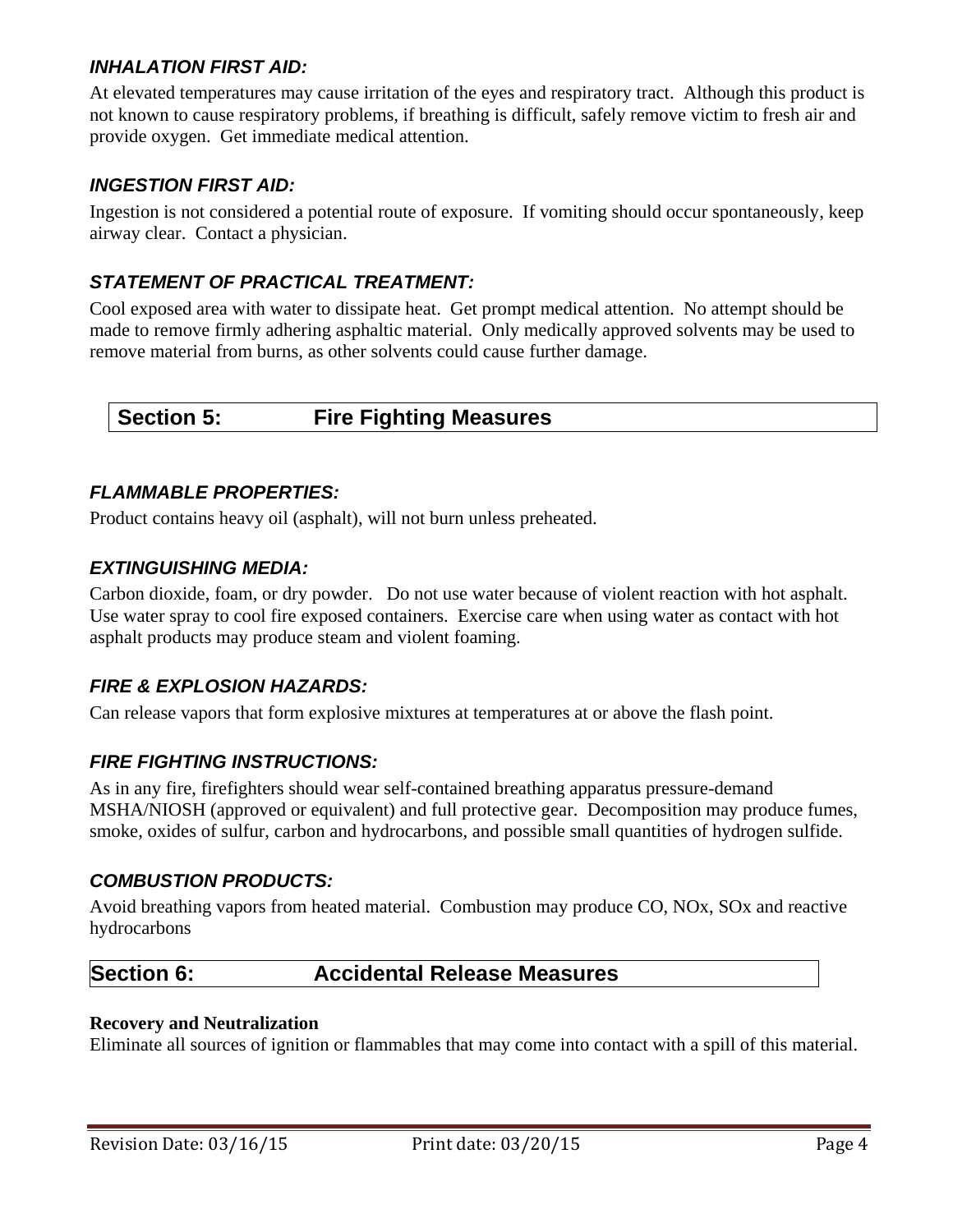### *INHALATION FIRST AID:*

At elevated temperatures may cause irritation of the eyes and respiratory tract. Although this product is not known to cause respiratory problems, if breathing is difficult, safely remove victim to fresh air and provide oxygen. Get immediate medical attention.

### *INGESTION FIRST AID:*

Ingestion is not considered a potential route of exposure. If vomiting should occur spontaneously, keep airway clear. Contact a physician.

### *STATEMENT OF PRACTICAL TREATMENT:*

Cool exposed area with water to dissipate heat. Get prompt medical attention. No attempt should be made to remove firmly adhering asphaltic material. Only medically approved solvents may be used to remove material from burns, as other solvents could cause further damage.

## Section 5: Fire Fighting Measures

### *FLAMMABLE PROPERTIES:*

Product contains heavy oil (asphalt), will not burn unless preheated.

### *EXTINGUISHING MEDIA:*

Carbon dioxide, foam, or dry powder. Do not use water because of violent reaction with hot asphalt. Use water spray to cool fire exposed containers. Exercise care when using water as contact with hot asphalt products may produce steam and violent foaming.

### *FIRE & EXPLOSION HAZARDS:*

Can release vapors that form explosive mixtures at temperatures at or above the flash point.

### *FIRE FIGHTING INSTRUCTIONS:*

As in any fire, firefighters should wear self-contained breathing apparatus pressure-demand MSHA/NIOSH (approved or equivalent) and full protective gear. Decomposition may produce fumes, smoke, oxides of sulfur, carbon and hydrocarbons, and possible small quantities of hydrogen sulfide.

### *COMBUSTION PRODUCTS:*

Avoid breathing vapors from heated material. Combustion may produce CO, NOx, SOx and reactive hydrocarbons

## Section 6: Accidental Release Measures

**Recovery and Neutralization**

Eliminate all sources of ignition or flammables that may come into contact with a spill of this material.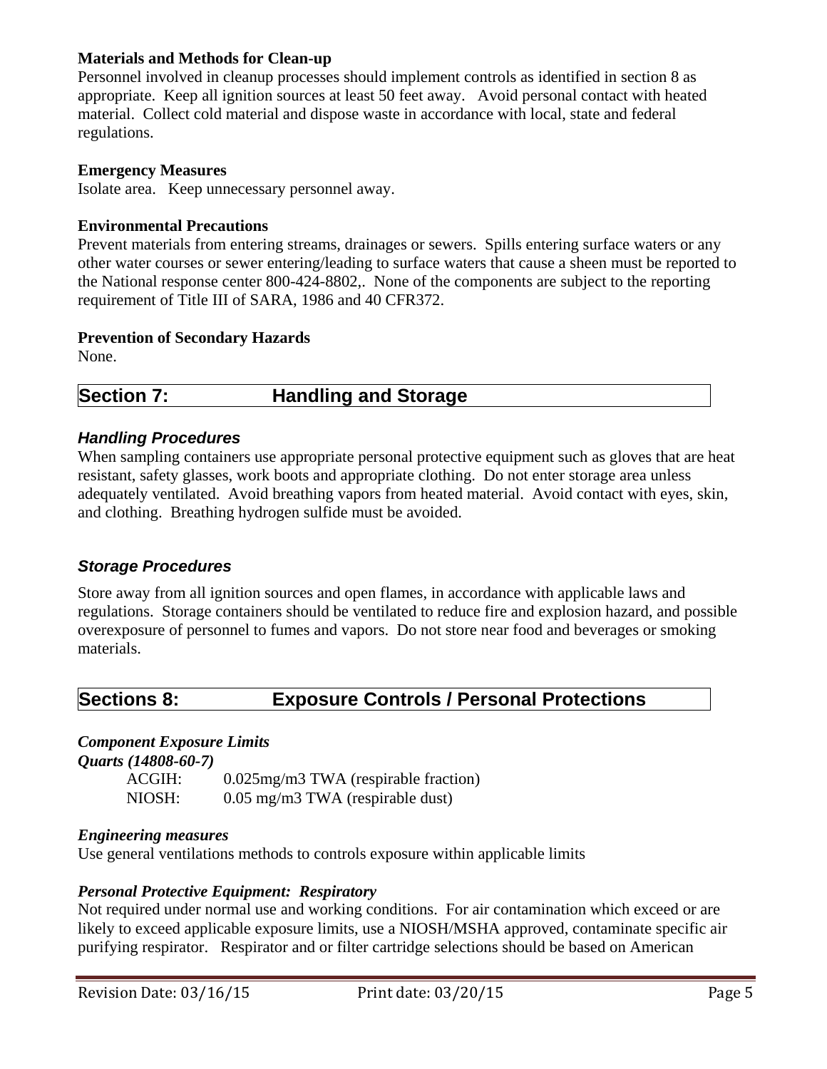**Materials and Methods for Clean-up**

Personnel involved in cleanup processes should implement controls as identified in section 8 as appropriate. Keep all ignition sources at least 50 feet away. Avoid personal contact with heated material. Collect cold material and dispose waste in accordance with local, state and federal regulations.

**Emergency Measures**

Isolate area. Keep unnecessary personnel away.

**Environmental Precautions**

Prevent materials from entering streams, drainages or sewers. Spills entering surface waters or any other water courses or sewer entering/leading to surface waters that cause a sheen must be reported to the National response center 800-424-8802,. None of the components are subject to the reporting requirement of Title III of SARA, 1986 and 40 CFR372.

**Prevention of Secondary Hazards**

None.

## Section 7: Handling and Storage

### *Handling Procedures*

When sampling containers use appropriate personal protective equipment such as gloves that are heat resistant, safety glasses, work boots and appropriate clothing. Do not enter storage area unless adequately ventilated. Avoid breathing vapors from heated material. Avoid contact with eyes, skin, and clothing. Breathing hydrogen sulfide must be avoided.

### *Storage Procedures*

Store away from all ignition sources and open flames, in accordance with applicable laws and regulations. Storage containers should be ventilated to reduce fire and explosion hazard, and possible overexposure of personnel to fumes and vapors. Do not store near food and beverages or smoking materials.

## Sections 8: Exposure Controls / Personal Protections

***Component Exposure Limits***

***Quarts (14808-60-7)***

| | |
|---|---|
| ACGIH: | 0.025mg/m3 TWA (respirable fraction) |
| NIOSH: | 0.05 mg/m3 TWA (respirable dust) |

***Engineering measures***

Use general ventilations methods to controls exposure within applicable limits

***Personal Protective Equipment: Respiratory***

Not required under normal use and working conditions. For air contamination which exceed or are likely to exceed applicable exposure limits, use a NIOSH/MSHA approved, contaminate specific air purifying respirator. Respirator and or filter cartridge selections should be based on American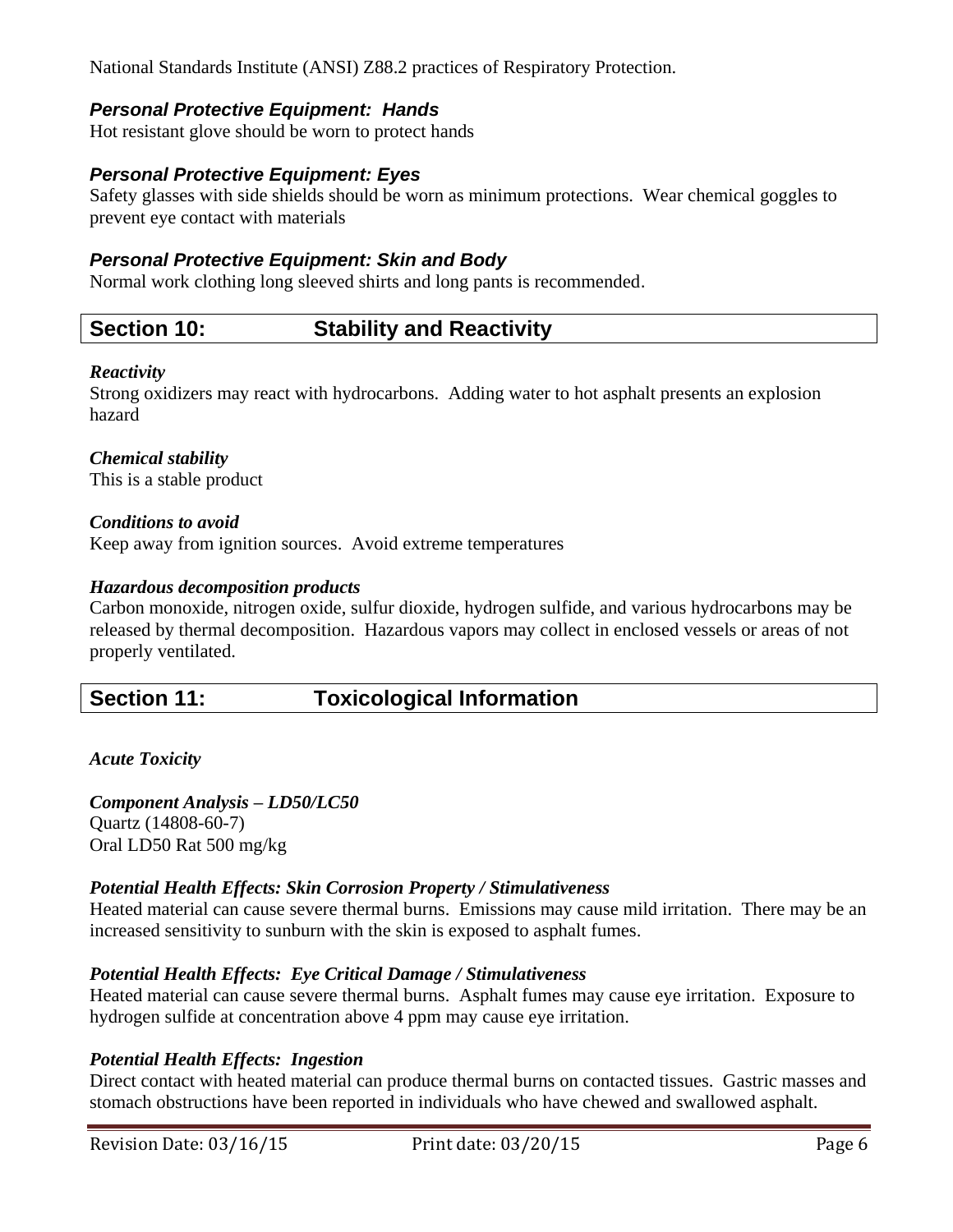National Standards Institute (ANSI) Z88.2 practices of Respiratory Protection.

### *Personal Protective Equipment: Hands*

Hot resistant glove should be worn to protect hands

### *Personal Protective Equipment: Eyes*

Safety glasses with side shields should be worn as minimum protections. Wear chemical goggles to prevent eye contact with materials

### *Personal Protective Equipment: Skin and Body*

Normal work clothing long sleeved shirts and long pants is recommended.

## Section 10: Stability and Reactivity

***Reactivity***

Strong oxidizers may react with hydrocarbons. Adding water to hot asphalt presents an explosion hazard

***Chemical stability***

This is a stable product

***Conditions to avoid***

Keep away from ignition sources. Avoid extreme temperatures

***Hazardous decomposition products***

Carbon monoxide, nitrogen oxide, sulfur dioxide, hydrogen sulfide, and various hydrocarbons may be released by thermal decomposition. Hazardous vapors may collect in enclosed vessels or areas of not properly ventilated.

## Section 11: Toxicological Information

***Acute Toxicity***

***Component Analysis – LD50/LC50***

Quartz (14808-60-7)
Oral LD50 Rat 500 mg/kg

***Potential Health Effects: Skin Corrosion Property / Stimulativeness***

Heated material can cause severe thermal burns. Emissions may cause mild irritation. There may be an increased sensitivity to sunburn with the skin is exposed to asphalt fumes.

***Potential Health Effects: Eye Critical Damage / Stimulativeness***

Heated material can cause severe thermal burns. Asphalt fumes may cause eye irritation. Exposure to hydrogen sulfide at concentration above 4 ppm may cause eye irritation.

***Potential Health Effects: Ingestion***

Direct contact with heated material can produce thermal burns on contacted tissues. Gastric masses and stomach obstructions have been reported in individuals who have chewed and swallowed asphalt.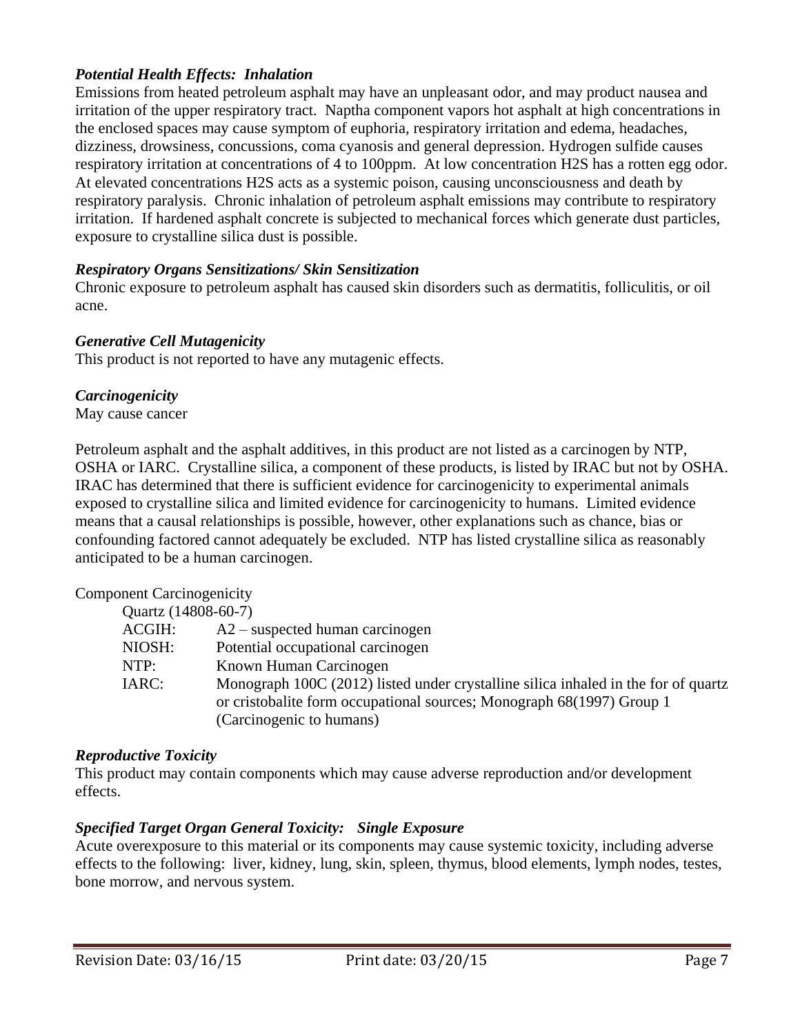### *Potential Health Effects: Inhalation*

Emissions from heated petroleum asphalt may have an unpleasant odor, and may product nausea and irritation of the upper respiratory tract. Naptha component vapors hot asphalt at high concentrations in the enclosed spaces may cause symptom of euphoria, respiratory irritation and edema, headaches, dizziness, drowsiness, concussions, coma cyanosis and general depression. Hydrogen sulfide causes respiratory irritation at concentrations of 4 to 100ppm. At low concentration H2S has a rotten egg odor. At elevated concentrations H2S acts as a systemic poison, causing unconsciousness and death by respiratory paralysis. Chronic inhalation of petroleum asphalt emissions may contribute to respiratory irritation. If hardened asphalt concrete is subjected to mechanical forces which generate dust particles, exposure to crystalline silica dust is possible.

### *Respiratory Organs Sensitizations/ Skin Sensitization*

Chronic exposure to petroleum asphalt has caused skin disorders such as dermatitis, folliculitis, or oil acne.

### *Generative Cell Mutagenicity*

This product is not reported to have any mutagenic effects.

### *Carcinogenicity*

May cause cancer

Petroleum asphalt and the asphalt additives, in this product are not listed as a carcinogen by NTP, OSHA or IARC. Crystalline silica, a component of these products, is listed by IRAC but not by OSHA. IRAC has determined that there is sufficient evidence for carcinogenicity to experimental animals exposed to crystalline silica and limited evidence for carcinogenicity to humans. Limited evidence means that a causal relationships is possible, however, other explanations such as chance, bias or confounding factored cannot adequately be excluded. NTP has listed crystalline silica as reasonably anticipated to be a human carcinogen.

Component Carcinogenicity

Quartz (14808-60-7)

| | |
|---|---|
| ACGIH: | A2 – suspected human carcinogen |
| NIOSH: | Potential occupational carcinogen |
| NTP: | Known Human Carcinogen |
| IARC: | Monograph 100C (2012) listed under crystalline silica inhaled in the for of quartz or cristobalite form occupational sources; Monograph 68(1997) Group 1 (Carcinogenic to humans) |

### *Reproductive Toxicity*

This product may contain components which may cause adverse reproduction and/or development effects.

### *Specified Target Organ General Toxicity: Single Exposure*

Acute overexposure to this material or its components may cause systemic toxicity, including adverse effects to the following: liver, kidney, lung, skin, spleen, thymus, blood elements, lymph nodes, testes, bone morrow, and nervous system.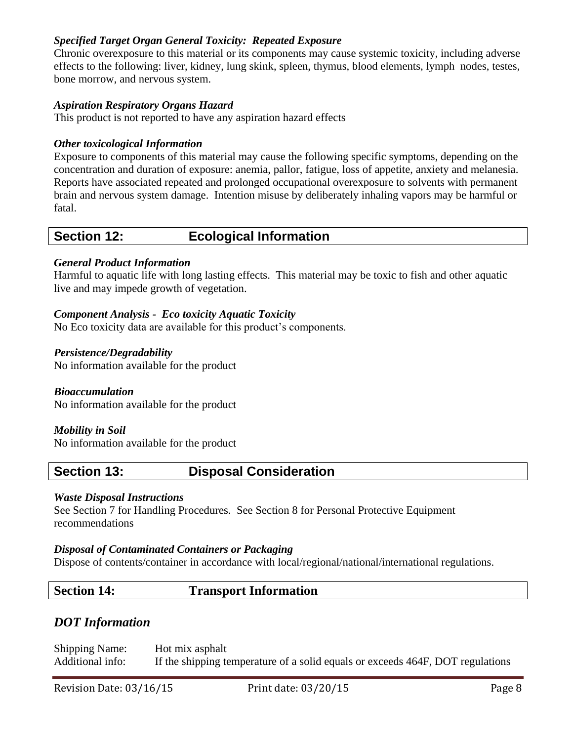### *Specified Target Organ General Toxicity: Repeated Exposure*

Chronic overexposure to this material or its components may cause systemic toxicity, including adverse effects to the following: liver, kidney, lung skink, spleen, thymus, blood elements, lymph nodes, testes, bone morrow, and nervous system.

### *Aspiration Respiratory Organs Hazard*

This product is not reported to have any aspiration hazard effects

### *Other toxicological Information*

Exposure to components of this material may cause the following specific symptoms, depending on the concentration and duration of exposure: anemia, pallor, fatigue, loss of appetite, anxiety and melanesia. Reports have associated repeated and prolonged occupational overexposure to solvents with permanent brain and nervous system damage. Intention misuse by deliberately inhaling vapors may be harmful or fatal.

## Section 12: Ecological Information

### *General Product Information*

Harmful to aquatic life with long lasting effects. This material may be toxic to fish and other aquatic live and may impede growth of vegetation.

### *Component Analysis - Eco toxicity Aquatic Toxicity*

No Eco toxicity data are available for this product's components.

### *Persistence/Degradability*

No information available for the product

### *Bioaccumulation*

No information available for the product

### *Mobility in Soil*

No information available for the product

## Section 13: Disposal Consideration

### *Waste Disposal Instructions*

See Section 7 for Handling Procedures. See Section 8 for Personal Protective Equipment recommendations

### *Disposal of Contaminated Containers or Packaging*

Dispose of contents/container in accordance with local/regional/national/international regulations.

## Section 14: Transport Information

### *DOT Information*

Shipping Name: Hot mix asphalt

Additional info: If the shipping temperature of a solid equals or exceeds 464F, DOT regulations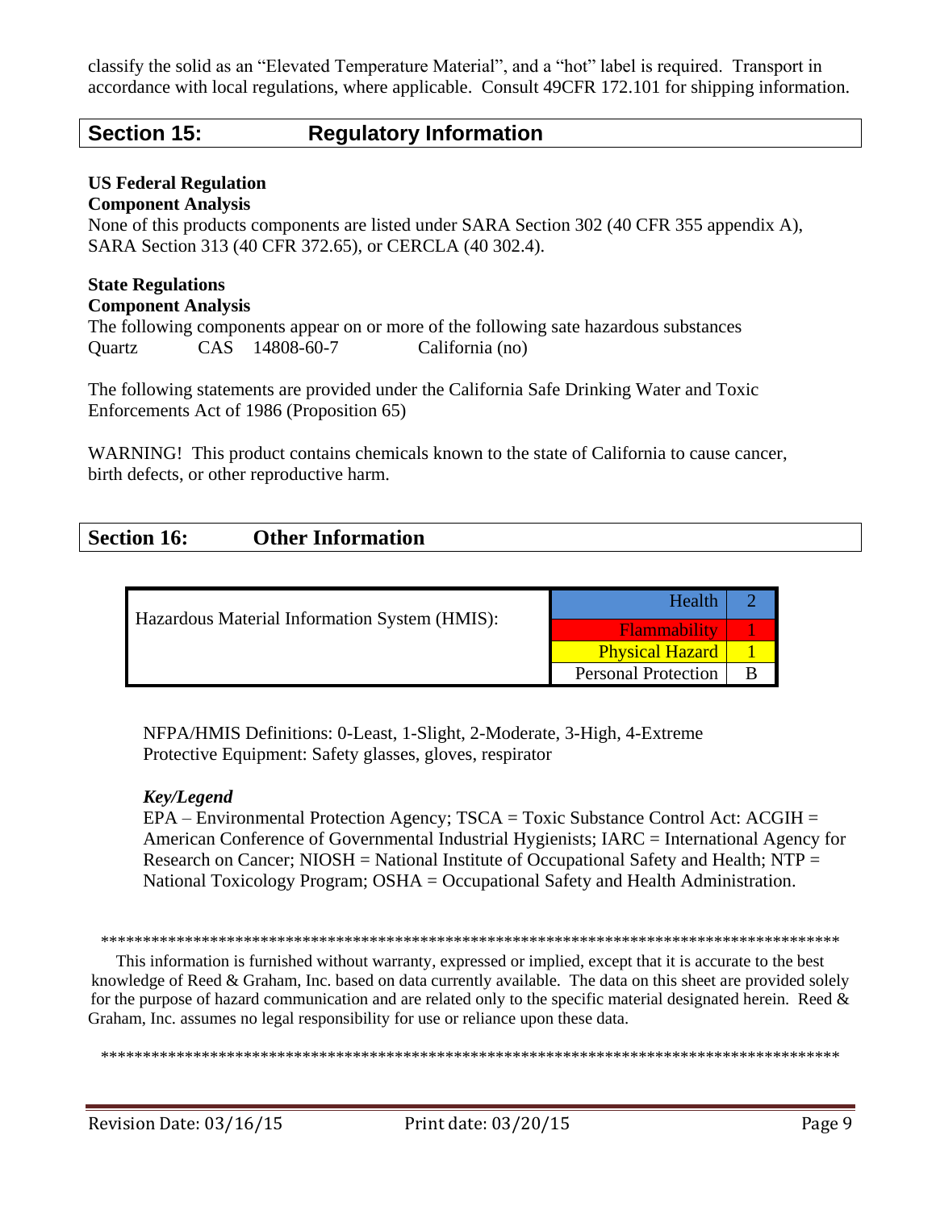classify the solid as an "Elevated Temperature Material", and a "hot" label is required. Transport in accordance with local regulations, where applicable. Consult 49CFR 172.101 for shipping information.

## Section 15: Regulatory Information

**US Federal Regulation**
**Component Analysis**
None of this products components are listed under SARA Section 302 (40 CFR 355 appendix A), SARA Section 313 (40 CFR 372.65), or CERCLA (40 302.4).

**State Regulations**
**Component Analysis**
The following components appear on or more of the following sate hazardous substances

| | | | |
|---|---|---|---|
| Quartz | CAS | 14808-60-7 | California (no) |

The following statements are provided under the California Safe Drinking Water and Toxic Enforcements Act of 1986 (Proposition 65)

WARNING! This product contains chemicals known to the state of California to cause cancer, birth defects, or other reproductive harm.

## Section 16: Other Information

| | | |
|---|---|---|
| Hazardous Material Information System (HMIS): | Health | 2 |
| | Flammability | 1 |
| | Physical Hazard | 1 |
| | Personal Protection | B |

NFPA/HMIS Definitions: 0-Least, 1-Slight, 2-Moderate, 3-High, 4-Extreme
Protective Equipment: Safety glasses, gloves, respirator

***Key/Legend***
EPA – Environmental Protection Agency; TSCA = Toxic Substance Control Act: ACGIH = American Conference of Governmental Industrial Hygienists; IARC = International Agency for Research on Cancer; NIOSH = National Institute of Occupational Safety and Health; NTP = National Toxicology Program; OSHA = Occupational Safety and Health Administration.

******************************************************************************************

This information is furnished without warranty, expressed or implied, except that it is accurate to the best knowledge of Reed & Graham, Inc. based on data currently available. The data on this sheet are provided solely for the purpose of hazard communication and are related only to the specific material designated herein. Reed & Graham, Inc. assumes no legal responsibility for use or reliance upon these data.

******************************************************************************************

Revision Date: 03/16/15 Print date: 03/20/15